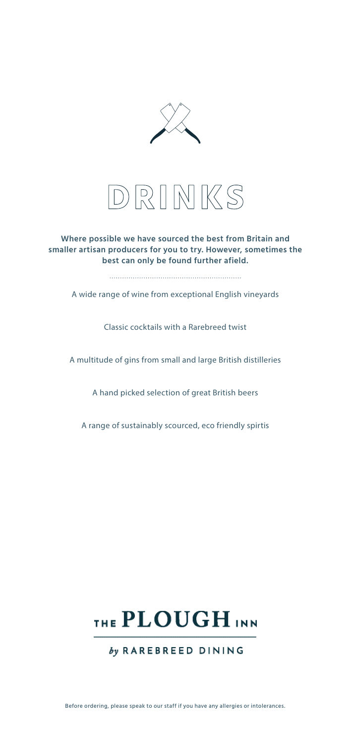# DRINKS

**Where possible we have sourced the best from Britain and smaller artisan producers for you to try. However, sometimes the best can only be found further afield.**

A wide range of wine from exceptional English vineyards

Classic cocktails with a Rarebreed twist

A multitude of gins from small and large British distilleries

A hand picked selection of great British beers

A range of sustainably scourced, eco friendly spirtis

THE PLOUGH INN

*by* RAREBREED DINING

Before ordering, please speak to our staff if you have any allergies or intolerances.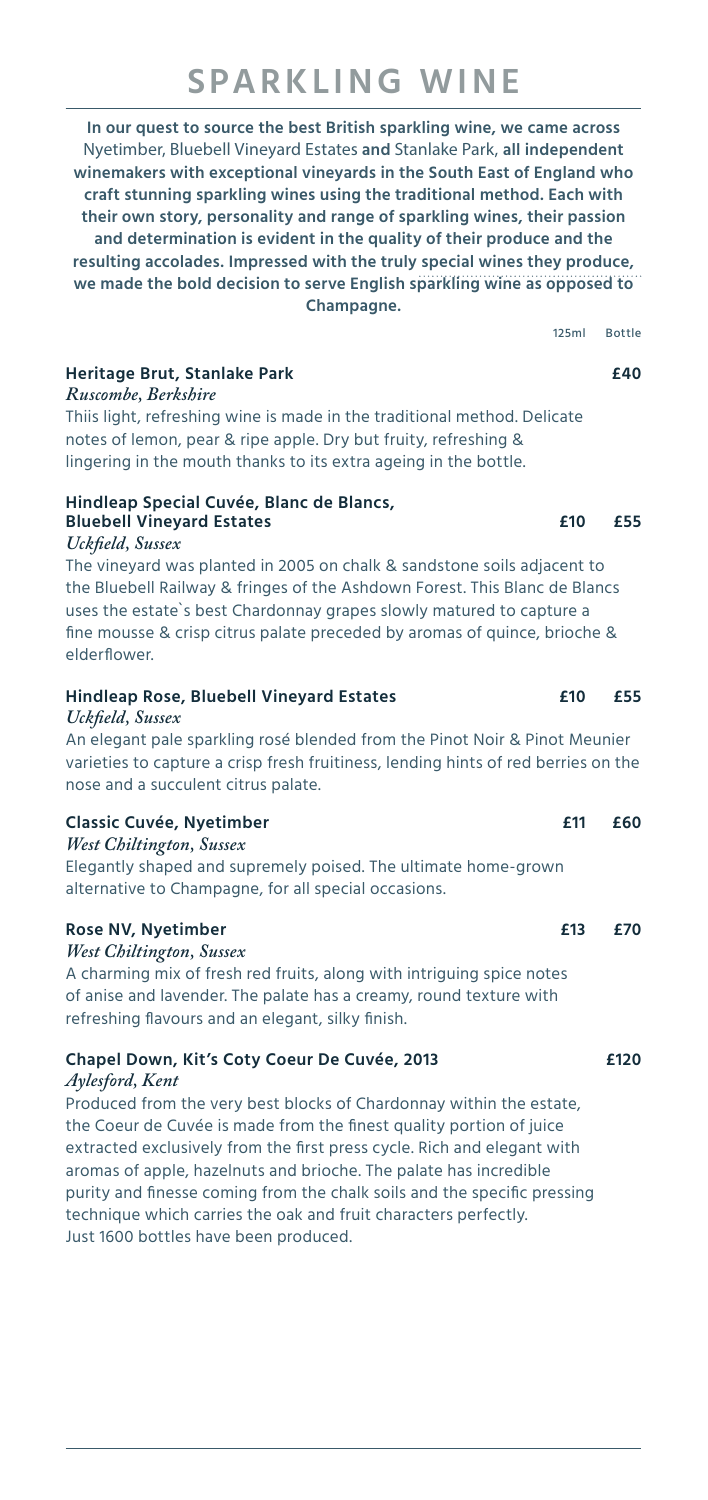# SPARKLING WINE

**In our quest to source the best British sparkling wine, we came across** Nyetimber, Bluebell Vineyard Estates **and** Stanlake Park, **all independent winemakers with exceptional vineyards in the South East of England who craft stunning sparkling wines using the traditional method. Each with their own story, personality and range of sparkling wines, their passion and determination is evident in the quality of their produce and the resulting accolades. Impressed with the truly special wines they produce, we made the bold decision to serve English sparkling wine as opposed to Champagne.**

| | 125ml | Bottle |
|---|---|---|
| **Heritage Brut, Stanlake Park** | | **£40** |
| **Hindleap Special Cuvée, Blanc de Blancs, Bluebell Vineyard Estates** | **£10** | **£55** |
| **Hindleap Rose, Bluebell Vineyard Estates** | **£10** | **£55** |
| **Classic Cuvée, Nyetimber** | **£11** | **£60** |
| **Rose NV, Nyetimber** | **£13** | **£70** |
| **Chapel Down, Kit's Coty Coeur De Cuvée, 2013** | | **£120** |

**Heritage Brut, Stanlake Park** — **£40**
*Ruscombe, Berkshire*
Thiis light, refreshing wine is made in the traditional method. Delicate notes of lemon, pear & ripe apple. Dry but fruity, refreshing & lingering in the mouth thanks to its extra ageing in the bottle.

**Hindleap Special Cuvée, Blanc de Blancs, Bluebell Vineyard Estates** — **£10** / **£55**
*Uckfield, Sussex*
The vineyard was planted in 2005 on chalk & sandstone soils adjacent to the Bluebell Railway & fringes of the Ashdown Forest. This Blanc de Blancs uses the estate`s best Chardonnay grapes slowly matured to capture a fine mousse & crisp citrus palate preceded by aromas of quince, brioche & elderflower.

**Hindleap Rose, Bluebell Vineyard Estates** — **£10** / **£55**
*Uckfield, Sussex*
An elegant pale sparkling rosé blended from the Pinot Noir & Pinot Meunier varieties to capture a crisp fresh fruitiness, lending hints of red berries on the nose and a succulent citrus palate.

**Classic Cuvée, Nyetimber** — **£11** / **£60**
*West Chiltington, Sussex*
Elegantly shaped and supremely poised. The ultimate home-grown alternative to Champagne, for all special occasions.

**Rose NV, Nyetimber** — **£13** / **£70**
*West Chiltington, Sussex*
A charming mix of fresh red fruits, along with intriguing spice notes of anise and lavender. The palate has a creamy, round texture with refreshing flavours and an elegant, silky finish.

**Chapel Down, Kit's Coty Coeur De Cuvée, 2013** — **£120**
*Aylesford, Kent*
Produced from the very best blocks of Chardonnay within the estate, the Coeur de Cuvée is made from the finest quality portion of juice extracted exclusively from the first press cycle. Rich and elegant with aromas of apple, hazelnuts and brioche. The palate has incredible purity and finesse coming from the chalk soils and the specific pressing technique which carries the oak and fruit characters perfectly. Just 1600 bottles have been produced.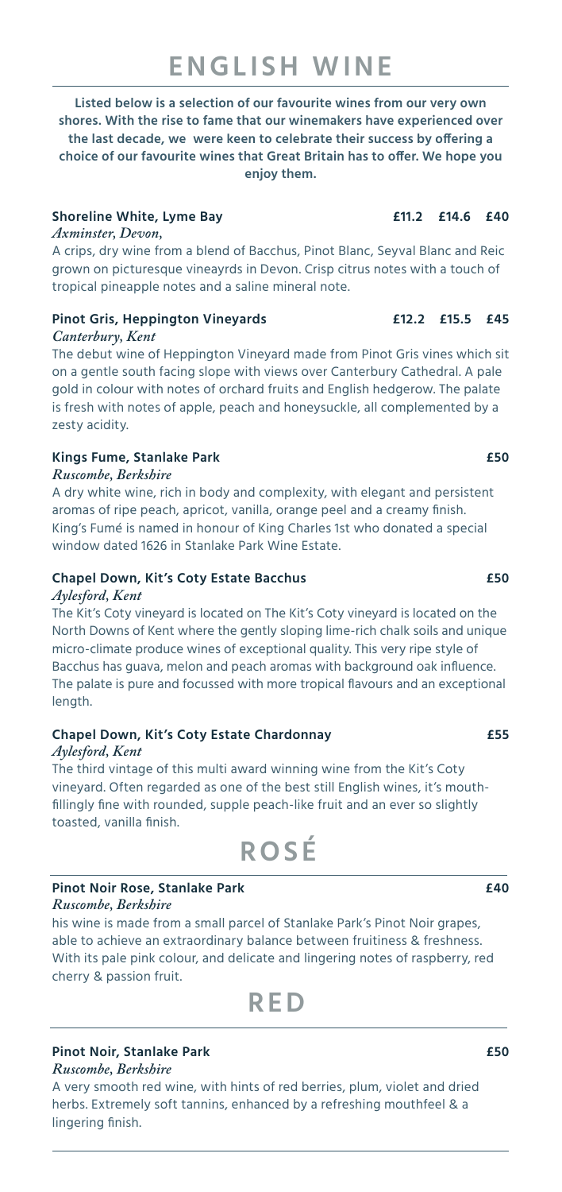# ENGLISH WINE

**Listed below is a selection of our favourite wines from our very own shores. With the rise to fame that our winemakers have experienced over the last decade, we were keen to celebrate their success by offering a choice of our favourite wines that Great Britain has to offer. We hope you enjoy them.**

**Shoreline White, Lyme Bay** **£11.2 £14.6 £40**
*Axminster, Devon,*
A crips, dry wine from a blend of Bacchus, Pinot Blanc, Seyval Blanc and Reic grown on picturesque vineayrds in Devon. Crisp citrus notes with a touch of tropical pineapple notes and a saline mineral note.

**Pinot Gris, Heppington Vineyards** **£12.2 £15.5 £45**
*Canterbury, Kent*
The debut wine of Heppington Vineyard made from Pinot Gris vines which sit on a gentle south facing slope with views over Canterbury Cathedral. A pale gold in colour with notes of orchard fruits and English hedgerow. The palate is fresh with notes of apple, peach and honeysuckle, all complemented by a zesty acidity.

**Kings Fume, Stanlake Park** **£50**
*Ruscombe, Berkshire*
A dry white wine, rich in body and complexity, with elegant and persistent aromas of ripe peach, apricot, vanilla, orange peel and a creamy finish. King's Fumé is named in honour of King Charles 1st who donated a special window dated 1626 in Stanlake Park Wine Estate.

**Chapel Down, Kit's Coty Estate Bacchus** **£50**
*Aylesford, Kent*
The Kit's Coty vineyard is located on The Kit's Coty vineyard is located on the North Downs of Kent where the gently sloping lime-rich chalk soils and unique micro-climate produce wines of exceptional quality. This very ripe style of Bacchus has guava, melon and peach aromas with background oak influence. The palate is pure and focussed with more tropical flavours and an exceptional length.

**Chapel Down, Kit's Coty Estate Chardonnay** **£55**
*Aylesford, Kent*
The third vintage of this multi award winning wine from the Kit's Coty vineyard. Often regarded as one of the best still English wines, it's mouth-fillingly fine with rounded, supple peach-like fruit and an ever so slightly toasted, vanilla finish.

# ROSÉ

**Pinot Noir Rose, Stanlake Park** **£40**
*Ruscombe, Berkshire*
his wine is made from a small parcel of Stanlake Park's Pinot Noir grapes, able to achieve an extraordinary balance between fruitiness & freshness. With its pale pink colour, and delicate and lingering notes of raspberry, red cherry & passion fruit.

# RED

**Pinot Noir, Stanlake Park** **£50**
*Ruscombe, Berkshire*
A very smooth red wine, with hints of red berries, plum, violet and dried herbs. Extremely soft tannins, enhanced by a refreshing mouthfeel & a lingering finish.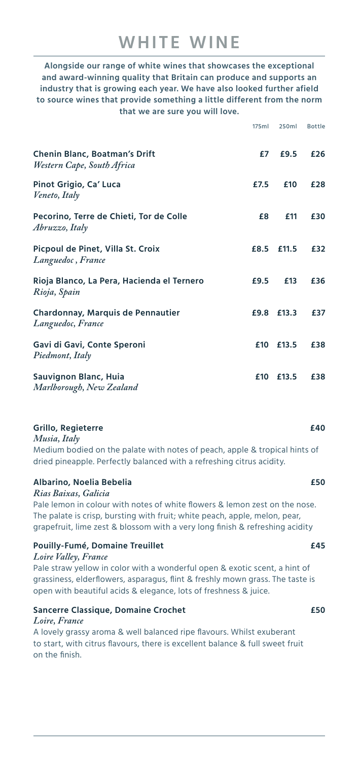# WHITE WINE

**Alongside our range of white wines that showcases the exceptional and award-winning quality that Britain can produce and supports an industry that is growing each year. We have also looked further afield to source wines that provide something a little different from the norm that we are sure you will love.**

| | 175ml | 250ml | Bottle |
|---|---|---|---|
| **Chenin Blanc, Boatman's Drift** *Western Cape, South Africa* | £7 | £9.5 | £26 |
| **Pinot Grigio, Ca' Luca** *Veneto, Italy* | £7.5 | £10 | £28 |
| **Pecorino, Terre de Chieti, Tor de Colle** *Abruzzo, Italy* | £8 | £11 | £30 |
| **Picpoul de Pinet, Villa St. Croix** *Languedoc , France* | £8.5 | £11.5 | £32 |
| **Rioja Blanco, La Pera, Hacienda el Ternero** *Rioja, Spain* | £9.5 | £13 | £36 |
| **Chardonnay, Marquis de Pennautier** *Languedoc, France* | £9.8 | £13.3 | £37 |
| **Gavi di Gavi, Conte Speroni** *Piedmont, Italy* | £10 | £13.5 | £38 |
| **Sauvignon Blanc, Huia** *Marlborough, New Zealand* | £10 | £13.5 | £38 |

**Grillo, Regieterre** — **£40**
*Musia, Italy*
Medium bodied on the palate with notes of peach, apple & tropical hints of dried pineapple. Perfectly balanced with a refreshing citrus acidity.

**Albarino, Noelia Bebelia** — **£50**
*Rias Baixas, Galicia*
Pale lemon in colour with notes of white flowers & lemon zest on the nose. The palate is crisp, bursting with fruit; white peach, apple, melon, pear, grapefruit, lime zest & blossom with a very long finish & refreshing acidity

**Pouilly-Fumé, Domaine Treuillet** — **£45**
*Loire Valley, France*
Pale straw yellow in color with a wonderful open & exotic scent, a hint of grassiness, elderflowers, asparagus, flint & freshly mown grass. The taste is open with beautiful acids & elegance, lots of freshness & juice.

**Sancerre Classique, Domaine Crochet** — **£50**
*Loire, France*
A lovely grassy aroma & well balanced ripe flavours. Whilst exuberant to start, with citrus flavours, there is excellent balance & full sweet fruit on the finish.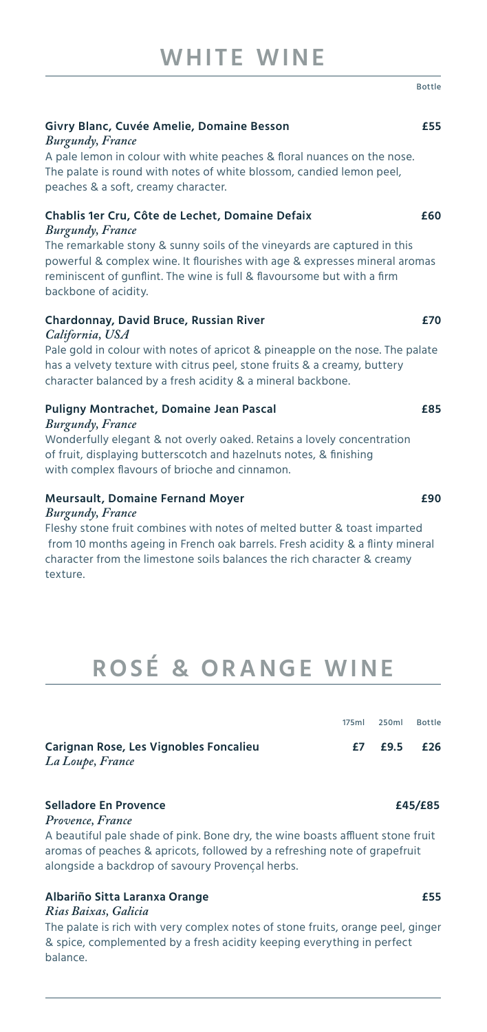# WHITE WINE

Bottle

**Givry Blanc, Cuvée Amelie, Domaine Besson** **£55**
*Burgundy, France*
A pale lemon in colour with white peaches & floral nuances on the nose. The palate is round with notes of white blossom, candied lemon peel, peaches & a soft, creamy character.

**Chablis 1er Cru, Côte de Lechet, Domaine Defaix** **£60**
*Burgundy, France*
The remarkable stony & sunny soils of the vineyards are captured in this powerful & complex wine. It flourishes with age & expresses mineral aromas reminiscent of gunflint. The wine is full & flavoursome but with a firm backbone of acidity.

**Chardonnay, David Bruce, Russian River** **£70**
*California, USA*
Pale gold in colour with notes of apricot & pineapple on the nose. The palate has a velvety texture with citrus peel, stone fruits & a creamy, buttery character balanced by a fresh acidity & a mineral backbone.

**Puligny Montrachet, Domaine Jean Pascal** **£85**
*Burgundy, France*
Wonderfully elegant & not overly oaked. Retains a lovely concentration of fruit, displaying butterscotch and hazelnuts notes, & finishing with complex flavours of brioche and cinnamon.

**Meursault, Domaine Fernand Moyer** **£90**
*Burgundy, France*
Fleshy stone fruit combines with notes of melted butter & toast imparted from 10 months ageing in French oak barrels. Fresh acidity & a flinty mineral character from the limestone soils balances the rich character & creamy texture.

# ROSÉ & ORANGE WINE

| | 175ml | 250ml | Bottle |
|---|---|---|---|
| **Carignan Rose, Les Vignobles Foncalieu** *La Loupe, France* | **£7** | **£9.5** | **£26** |

**Selladore En Provence** **£45/£85**
*Provence, France*
A beautiful pale shade of pink. Bone dry, the wine boasts affluent stone fruit aromas of peaches & apricots, followed by a refreshing note of grapefruit alongside a backdrop of savoury Provençal herbs.

**Albariño Sitta Laranxa Orange** **£55**
*Rias Baixas, Galicia*
The palate is rich with very complex notes of stone fruits, orange peel, ginger & spice, complemented by a fresh acidity keeping everything in perfect balance.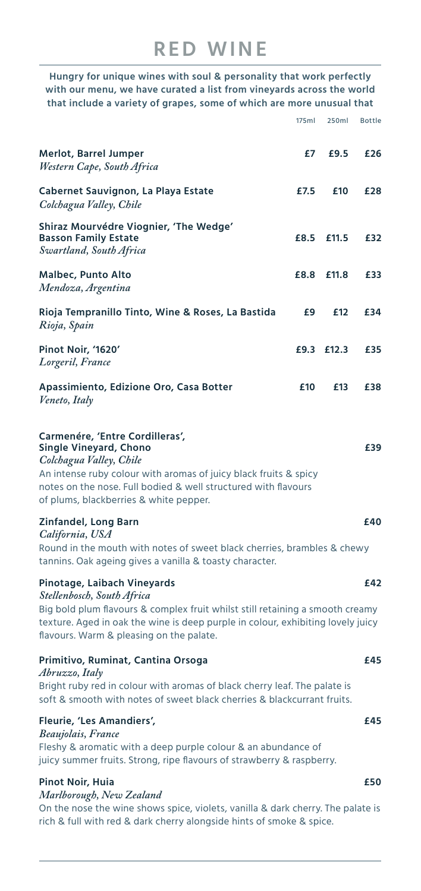# RED WINE

**Hungry for unique wines with soul & personality that work perfectly with our menu, we have curated a list from vineyards across the world that include a variety of grapes, some of which are more unusual that**

| | 175ml | 250ml | Bottle |
|---|---|---|---|
| **Merlot, Barrel Jumper**<br>*Western Cape, South Africa* | £7 | £9.5 | £26 |
| **Cabernet Sauvignon, La Playa Estate**<br>*Colchagua Valley, Chile* | £7.5 | £10 | £28 |
| **Shiraz Mourvédre Viognier, 'The Wedge' Basson Family Estate**<br>*Swartland, South Africa* | £8.5 | £11.5 | £32 |
| **Malbec, Punto Alto**<br>*Mendoza, Argentina* | £8.8 | £11.8 | £33 |
| **Rioja Tempranillo Tinto, Wine & Roses, La Bastida**<br>*Rioja, Spain* | £9 | £12 | £34 |
| **Pinot Noir, '1620'**<br>*Lorgeril, France* | £9.3 | £12.3 | £35 |
| **Apassimiento, Edizione Oro, Casa Botter**<br>*Veneto, Italy* | £10 | £13 | £38 |

**Carmenére, 'Entre Cordilleras', Single Vineyard, Chono** — **£39**
*Colchagua Valley, Chile*
An intense ruby colour with aromas of juicy black fruits & spicy notes on the nose. Full bodied & well structured with flavours of plums, blackberries & white pepper.

**Zinfandel, Long Barn** — **£40**
*California, USA*
Round in the mouth with notes of sweet black cherries, brambles & chewy tannins. Oak ageing gives a vanilla & toasty character.

**Pinotage, Laibach Vineyards** — **£42**
*Stellenbosch, South Africa*
Big bold plum flavours & complex fruit whilst still retaining a smooth creamy texture. Aged in oak the wine is deep purple in colour, exhibiting lovely juicy flavours. Warm & pleasing on the palate.

**Primitivo, Ruminat, Cantina Orsoga** — **£45**
*Abruzzo, Italy*
Bright ruby red in colour with aromas of black cherry leaf. The palate is soft & smooth with notes of sweet black cherries & blackcurrant fruits.

**Fleurie, 'Les Amandiers',** — **£45**
*Beaujolais, France*
Fleshy & aromatic with a deep purple colour & an abundance of juicy summer fruits. Strong, ripe flavours of strawberry & raspberry.

**Pinot Noir, Huia** — **£50**
*Marlborough, New Zealand*
On the nose the wine shows spice, violets, vanilla & dark cherry. The palate is rich & full with red & dark cherry alongside hints of smoke & spice.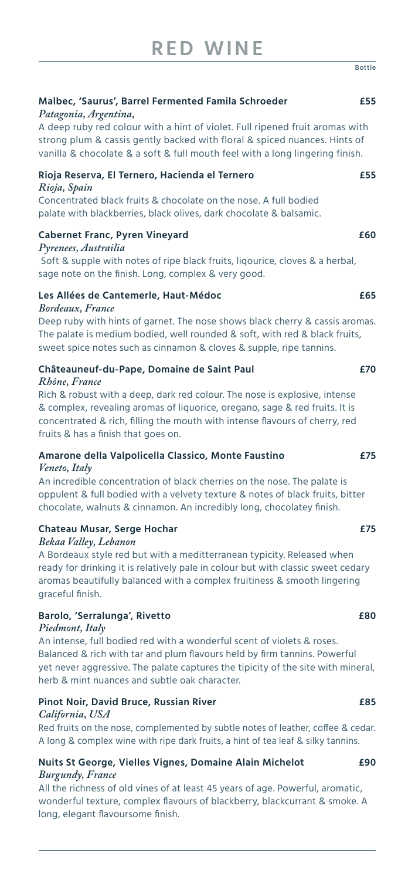# RED WINE

Bottle

**Malbec, 'Saurus', Barrel Fermented Famila Schroeder** **£55**
*Patagonia, Argentina,*
A deep ruby red colour with a hint of violet. Full ripened fruit aromas with strong plum & cassis gently backed with floral & spiced nuances. Hints of vanilla & chocolate & a soft & full mouth feel with a long lingering finish.

**Rioja Reserva, El Ternero, Hacienda el Ternero** **£55**
*Rioja, Spain*
Concentrated black fruits & chocolate on the nose. A full bodied palate with blackberries, black olives, dark chocolate & balsamic.

**Cabernet Franc, Pyren Vineyard** **£60**
*Pyrenees, Austrailia*
Soft & supple with notes of ripe black fruits, liqourice, cloves & a herbal, sage note on the finish. Long, complex & very good.

**Les Allées de Cantemerle, Haut-Médoc** **£65**
*Bordeaux, France*
Deep ruby with hints of garnet. The nose shows black cherry & cassis aromas. The palate is medium bodied, well rounded & soft, with red & black fruits, sweet spice notes such as cinnamon & cloves & supple, ripe tannins.

**Châteauneuf-du-Pape, Domaine de Saint Paul** **£70**
*Rhône, France*
Rich & robust with a deep, dark red colour. The nose is explosive, intense & complex, revealing aromas of liquorice, oregano, sage & red fruits. It is concentrated & rich, filling the mouth with intense flavours of cherry, red fruits & has a finish that goes on.

**Amarone della Valpolicella Classico, Monte Faustino** **£75**
*Veneto, Italy*
An incredible concentration of black cherries on the nose. The palate is oppulent & full bodied with a velvety texture & notes of black fruits, bitter chocolate, walnuts & cinnamon. An incredibly long, chocolatey finish.

**Chateau Musar, Serge Hochar** **£75**
*Bekaa Valley, Lebanon*
A Bordeaux style red but with a meditterranean typicity. Released when ready for drinking it is relatively pale in colour but with classic sweet cedary aromas beautifully balanced with a complex fruitiness & smooth lingering graceful finish.

**Barolo, 'Serralunga', Rivetto** **£80**
*Piedmont, Italy*
An intense, full bodied red with a wonderful scent of violets & roses. Balanced & rich with tar and plum flavours held by firm tannins. Powerful yet never aggressive. The palate captures the tipicity of the site with mineral, herb & mint nuances and subtle oak character.

**Pinot Noir, David Bruce, Russian River** **£85**
*California, USA*
Red fruits on the nose, complemented by subtle notes of leather, coffee & cedar. A long & complex wine with ripe dark fruits, a hint of tea leaf & silky tannins.

**Nuits St George, Vielles Vignes, Domaine Alain Michelot** **£90**
*Burgundy, France*
All the richness of old vines of at least 45 years of age. Powerful, aromatic, wonderful texture, complex flavours of blackberry, blackcurrant & smoke. A long, elegant flavoursome finish.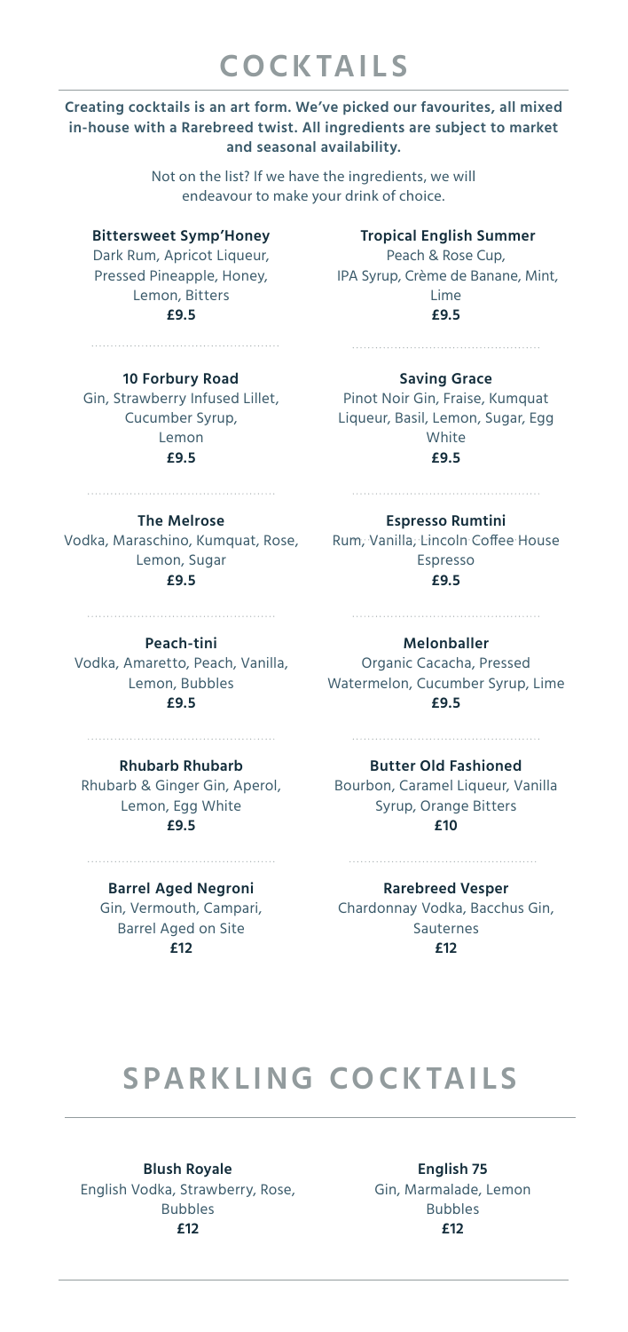# COCKTAILS

**Creating cocktails is an art form. We've picked our favourites, all mixed in-house with a Rarebreed twist. All ingredients are subject to market and seasonal availability.**

Not on the list? If we have the ingredients, we will endeavour to make your drink of choice.

**Bittersweet Symp'Honey**
Dark Rum, Apricot Liqueur, Pressed Pineapple, Honey, Lemon, Bitters
**£9.5**

**Tropical English Summer**
Peach & Rose Cup, IPA Syrup, Crème de Banane, Mint, Lime
**£9.5**

**10 Forbury Road**
Gin, Strawberry Infused Lillet, Cucumber Syrup, Lemon
**£9.5**

**Saving Grace**
Pinot Noir Gin, Fraise, Kumquat Liqueur, Basil, Lemon, Sugar, Egg White
**£9.5**

**The Melrose**
Vodka, Maraschino, Kumquat, Rose, Lemon, Sugar
**£9.5**

**Espresso Rumtini**
Rum, Vanilla, Lincoln Coffee House Espresso
**£9.5**

**Peach-tini**
Vodka, Amaretto, Peach, Vanilla, Lemon, Bubbles
**£9.5**

**Melonballer**
Organic Cacacha, Pressed Watermelon, Cucumber Syrup, Lime
**£9.5**

**Rhubarb Rhubarb**
Rhubarb & Ginger Gin, Aperol, Lemon, Egg White
**£9.5**

**Butter Old Fashioned**
Bourbon, Caramel Liqueur, Vanilla Syrup, Orange Bitters
**£10**

**Barrel Aged Negroni**
Gin, Vermouth, Campari, Barrel Aged on Site
**£12**

**Rarebreed Vesper**
Chardonnay Vodka, Bacchus Gin, Sauternes
**£12**

# SPARKLING COCKTAILS

**Blush Royale**
English Vodka, Strawberry, Rose, Bubbles
**£12**

**English 75**
Gin, Marmalade, Lemon Bubbles
**£12**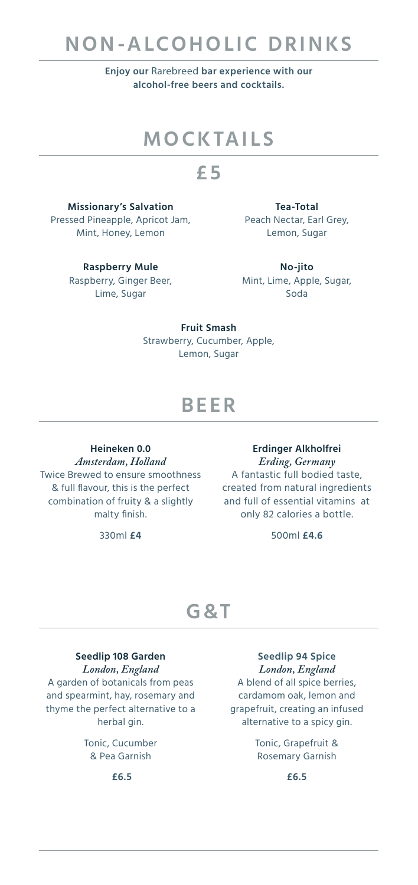# NON-ALCOHOLIC DRINKS

**Enjoy our** Rarebreed **bar experience with our alcohol-free beers and cocktails.**

## MOCKTAILS

## £5

**Missionary's Salvation**
Pressed Pineapple, Apricot Jam, Mint, Honey, Lemon

**Tea-Total**
Peach Nectar, Earl Grey, Lemon, Sugar

**Raspberry Mule**
Raspberry, Ginger Beer, Lime, Sugar

**No-jito**
Mint, Lime, Apple, Sugar, Soda

**Fruit Smash**
Strawberry, Cucumber, Apple, Lemon, Sugar

## BEER

**Heineken 0.0**
*Amsterdam, Holland*
Twice Brewed to ensure smoothness & full flavour, this is the perfect combination of fruity & a slightly malty finish.

330ml **£4**

**Erdinger Alkholfrei**
*Erding, Germany*
A fantastic full bodied taste, created from natural ingredients and full of essential vitamins at only 82 calories a bottle.

500ml **£4.6**

## G&T

**Seedlip 108 Garden**
*London, England*
A garden of botanicals from peas and spearmint, hay, rosemary and thyme the perfect alternative to a herbal gin.

Tonic, Cucumber & Pea Garnish

**£6.5**

**Seedlip 94 Spice**
*London, England*
A blend of all spice berries, cardamom oak, lemon and grapefruit, creating an infused alternative to a spicy gin.

Tonic, Grapefruit & Rosemary Garnish

**£6.5**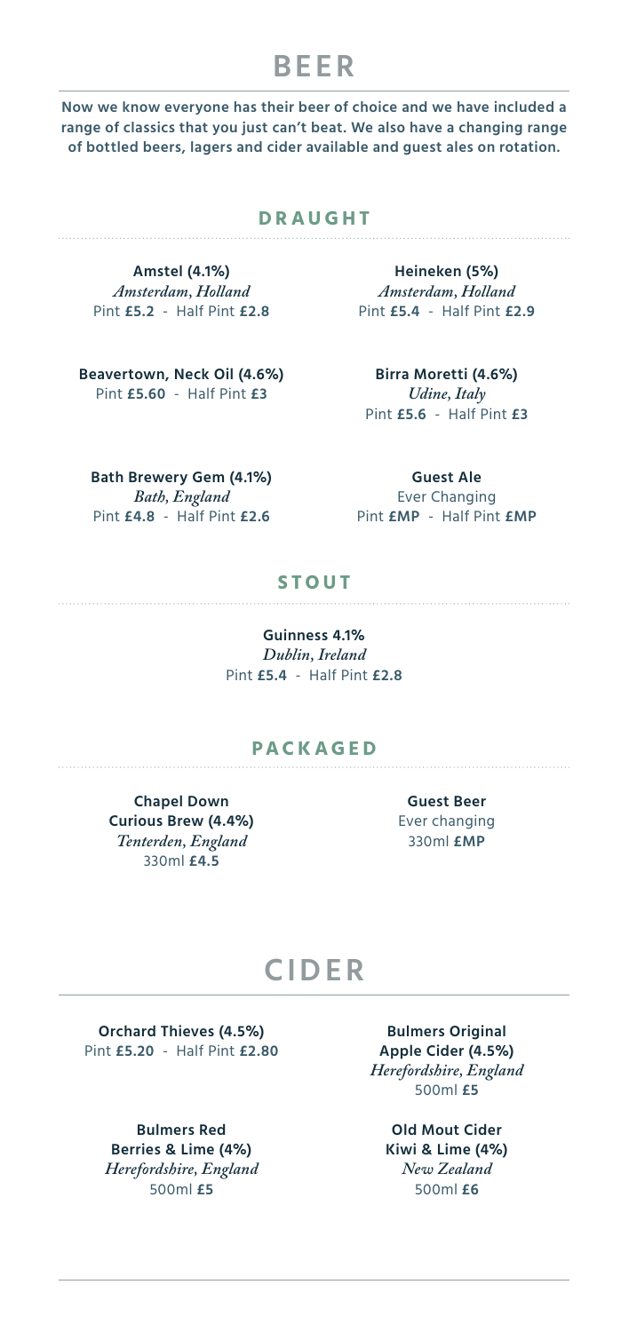# BEER

**Now we know everyone has their beer of choice and we have included a range of classics that you just can't beat. We also have a changing range of bottled beers, lagers and cider available and guest ales on rotation.**

## DRAUGHT

**Amstel (4.1%)**
*Amsterdam, Holland*
Pint **£5.2** - Half Pint **£2.8**

**Heineken (5%)**
*Amsterdam, Holland*
Pint **£5.4** - Half Pint **£2.9**

**Beavertown, Neck Oil (4.6%)**
Pint **£5.60** - Half Pint **£3**

**Birra Moretti (4.6%)**
*Udine, Italy*
Pint **£5.6** - Half Pint **£3**

**Bath Brewery Gem (4.1%)**
*Bath, England*
Pint **£4.8** - Half Pint **£2.6**

**Guest Ale**
Ever Changing
Pint **£MP** - Half Pint **£MP**

## STOUT

**Guinness 4.1%**
*Dublin, Ireland*
Pint **£5.4** - Half Pint **£2.8**

## PACKAGED

**Chapel Down Curious Brew (4.4%)**
*Tenterden, England*
330ml **£4.5**

**Guest Beer**
Ever changing
330ml **£MP**

# CIDER

**Orchard Thieves (4.5%)**
Pint **£5.20** - Half Pint **£2.80**

**Bulmers Original Apple Cider (4.5%)**
*Herefordshire, England*
500ml **£5**

**Bulmers Red Berries & Lime (4%)**
*Herefordshire, England*
500ml **£5**

**Old Mout Cider Kiwi & Lime (4%)**
*New Zealand*
500ml **£6**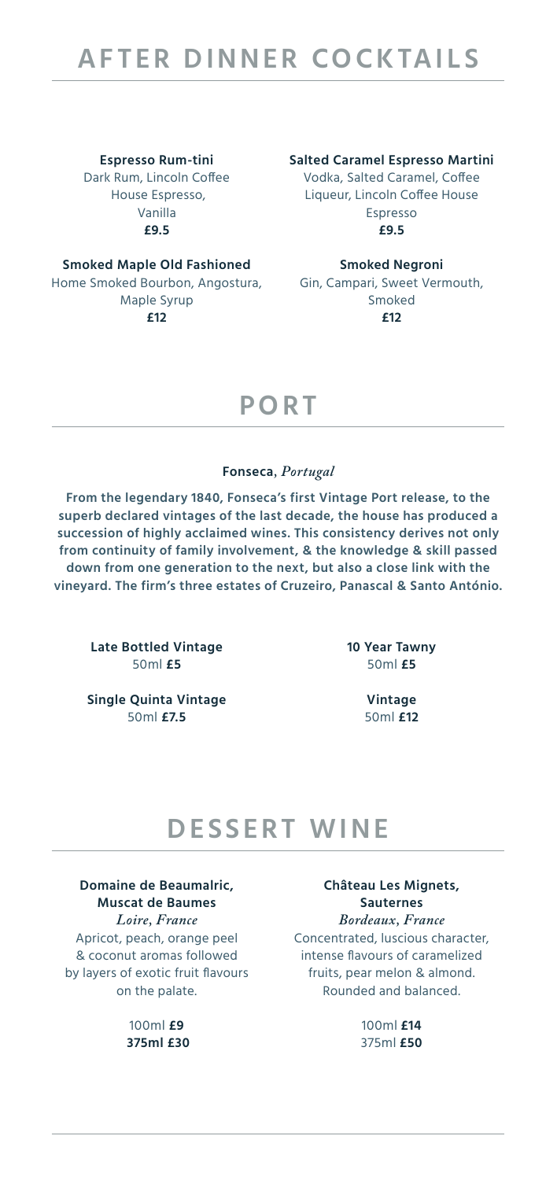# AFTER DINNER COCKTAILS

**Espresso Rum-tini**
Dark Rum, Lincoln Coffee House Espresso, Vanilla
**£9.5**

**Salted Caramel Espresso Martini**
Vodka, Salted Caramel, Coffee Liqueur, Lincoln Coffee House Espresso
**£9.5**

**Smoked Maple Old Fashioned**
Home Smoked Bourbon, Angostura, Maple Syrup
**£12**

**Smoked Negroni**
Gin, Campari, Sweet Vermouth, Smoked
**£12**

# PORT

**Fonseca**, *Portugal*

**From the legendary 1840, Fonseca's first Vintage Port release, to the superb declared vintages of the last decade, the house has produced a succession of highly acclaimed wines. This consistency derives not only from continuity of family involvement, & the knowledge & skill passed down from one generation to the next, but also a close link with the vineyard. The firm's three estates of Cruzeiro, Panascal & Santo António.**

**Late Bottled Vintage**
50ml **£5**

**10 Year Tawny**
50ml **£5**

**Single Quinta Vintage**
50ml **£7.5**

**Vintage**
50ml **£12**

# DESSERT WINE

**Domaine de Beaumalric, Muscat de Baumes**
*Loire, France*
Apricot, peach, orange peel & coconut aromas followed by layers of exotic fruit flavours on the palate.

100ml **£9**
**375ml £30**

**Château Les Mignets, Sauternes**
*Bordeaux, France*
Concentrated, luscious character, intense flavours of caramelized fruits, pear melon & almond. Rounded and balanced.

100ml **£14**
375ml **£50**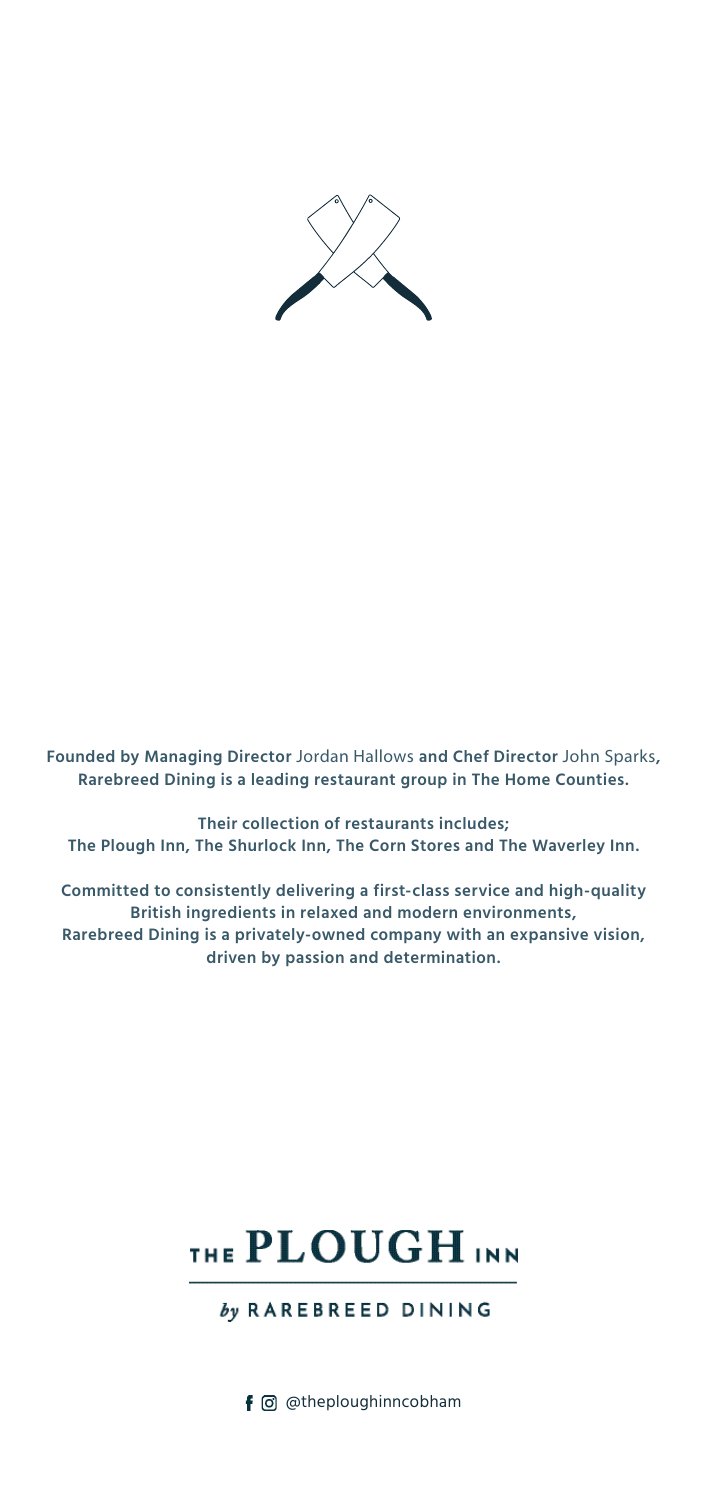**Founded by Managing Director** Jordan Hallows **and Chef Director** John Sparks**,**
**Rarebreed Dining is a leading restaurant group in The Home Counties.**

**Their collection of restaurants includes;**
**The Plough Inn, The Shurlock Inn, The Corn Stores and The Waverley Inn.**

**Committed to consistently delivering a first-class service and high-quality British ingredients in relaxed and modern environments, Rarebreed Dining is a privately-owned company with an expansive vision, driven by passion and determination.**

# THE PLOUGH INN

*by* RAREBREED DINING

@theploughinncobham